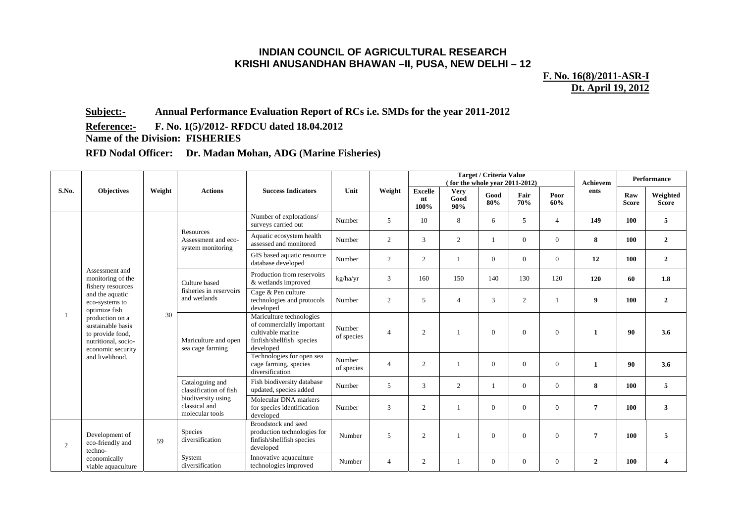**INDIAN COUNCIL OF AGRICULTURAL RESEARCH**
**KRISHI ANUSANDHAN BHAWAN –II, PUSA, NEW DELHI – 12**

**F. No. 16(8)/2011-ASR-I**
**Dt. April 19, 2012**

**Subject:-** **Annual Performance Evaluation Report of RCs i.e. SMDs for the year 2011-2012**

**Reference:-** **F. No. 1(5)/2012- RFDCU dated 18.04.2012**

**Name of the Division: FISHERIES**

**RFD Nodal Officer: Dr. Madan Mohan, ADG (Marine Fisheries)**

| S.No. | Objectives | Weight | Actions | Success Indicators | Unit | Weight | Target / Criteria Value (for the whole year 2011-2012) | | | | | Achievements | Performance | |
|---|---|---|---|---|---|---|---|---|---|---|---|---|---|---|
| | | | | | | | Excellent 100% | Very Good 90% | Good 80% | Fair 70% | Poor 60% | | Raw Score | Weighted Score |
| 1 | Assessment and monitoring of the fishery resources and the aquatic eco-systems to optimize fish production on a sustainable basis to provide food, nutritional, socio-economic security and livelihood. | 30 | Resources Assessment and eco-system monitoring | Number of explorations/ surveys carried out | Number | 5 | 10 | 8 | 6 | 5 | 4 | **149** | **100** | **5** |
| | | | | Aquatic ecosystem health assessed and monitored | Number | 2 | 3 | 2 | 1 | 0 | 0 | **8** | **100** | **2** |
| | | | | GIS based aquatic resource database developed | Number | 2 | 2 | 1 | 0 | 0 | 0 | **12** | **100** | **2** |
| | | | Culture based fisheries in reservoirs and wetlands | Production from reservoirs & wetlands improved | kg/ha/yr | 3 | 160 | 150 | 140 | 130 | 120 | **120** | **60** | **1.8** |
| | | | | Cage & Pen culture technologies and protocols developed | Number | 2 | 5 | 4 | 3 | 2 | 1 | **9** | **100** | **2** |
| | | | Mariculture and open sea cage farming | Mariculture technologies of commercially important cultivable marine finfish/shellfish species developed | Number of species | 4 | 2 | 1 | 0 | 0 | 0 | **1** | **90** | **3.6** |
| | | | | Technologies for open sea cage farming, species diversification | Number of species | 4 | 2 | 1 | 0 | 0 | 0 | **1** | **90** | **3.6** |
| | | | Cataloguing and classification of fish biodiversity using classical and molecular tools | Fish biodiversity database updated, species added | Number | 5 | 3 | 2 | 1 | 0 | 0 | **8** | **100** | **5** |
| | | | | Molecular DNA markers for species identification developed | Number | 3 | 2 | 1 | 0 | 0 | 0 | **7** | **100** | **3** |
| 2 | Development of eco-friendly and techno-economically viable aquaculture | 59 | Species diversification | Broodstock and seed production technologies for finfish/shellfish species developed | Number | 5 | 2 | 1 | 0 | 0 | 0 | **7** | **100** | **5** |
| | | | System diversification | Innovative aquaculture technologies improved | Number | 4 | 2 | 1 | 0 | 0 | 0 | **2** | **100** | **4** |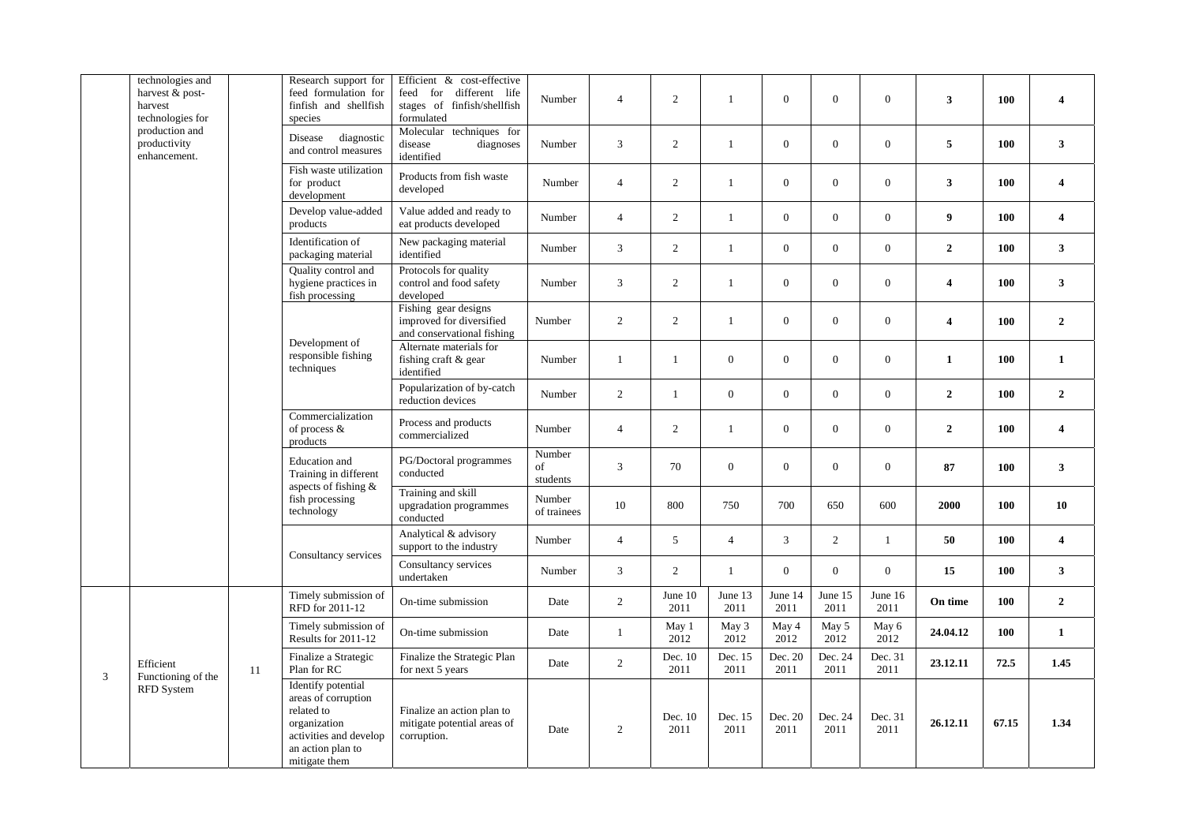| | | | | | | | | | | | | | | |
|---|---|---|---|---|---|---|---|---|---|---|---|---|---|---|
| | technologies and harvest & post-harvest technologies for production and productivity enhancement. | | Research support for feed formulation for finfish and shellfish species | Efficient & cost-effective feed for different life stages of finfish/shellfish formulated | Number | 4 | 2 | 1 | 0 | 0 | 0 | **3** | **100** | **4** |
| | | | Disease diagnostic and control measures | Molecular techniques for disease diagnoses identified | Number | 3 | 2 | 1 | 0 | 0 | 0 | **5** | **100** | **3** |
| | | | Fish waste utilization for product development | Products from fish waste developed | Number | 4 | 2 | 1 | 0 | 0 | 0 | **3** | **100** | **4** |
| | | | Develop value-added products | Value added and ready to eat products developed | Number | 4 | 2 | 1 | 0 | 0 | 0 | **9** | **100** | **4** |
| | | | Identification of packaging material | New packaging material identified | Number | 3 | 2 | 1 | 0 | 0 | 0 | **2** | **100** | **3** |
| | | | Quality control and hygiene practices in fish processing | Protocols for quality control and food safety developed | Number | 3 | 2 | 1 | 0 | 0 | 0 | **4** | **100** | **3** |
| | | | Development of responsible fishing techniques | Fishing gear designs improved for diversified and conservational fishing | Number | 2 | 2 | 1 | 0 | 0 | 0 | **4** | **100** | **2** |
| | | | | Alternate materials for fishing craft & gear identified | Number | 1 | 1 | 0 | 0 | 0 | 0 | **1** | **100** | **1** |
| | | | | Popularization of by-catch reduction devices | Number | 2 | 1 | 0 | 0 | 0 | 0 | **2** | **100** | **2** |
| | | | Commercialization of process & products | Process and products commercialized | Number | 4 | 2 | 1 | 0 | 0 | 0 | **2** | **100** | **4** |
| | | | Education and Training in different aspects of fishing & fish processing technology | PG/Doctoral programmes conducted | Number of students | 3 | 70 | 0 | 0 | 0 | 0 | **87** | **100** | **3** |
| | | | | Training and skill upgradation programmes conducted | Number of trainees | 10 | 800 | 750 | 700 | 650 | 600 | **2000** | **100** | **10** |
| | | | Consultancy services | Analytical & advisory support to the industry | Number | 4 | 5 | 4 | 3 | 2 | 1 | **50** | **100** | **4** |
| | | | | Consultancy services undertaken | Number | 3 | 2 | 1 | 0 | 0 | 0 | **15** | **100** | **3** |
| 3 | Efficient Functioning of the RFD System | 11 | Timely submission of RFD for 2011-12 | On-time submission | Date | 2 | June 10 2011 | June 13 2011 | June 14 2011 | June 15 2011 | June 16 2011 | **On time** | **100** | **2** |
| | | | Timely submission of Results for 2011-12 | On-time submission | Date | 1 | May 1 2012 | May 3 2012 | May 4 2012 | May 5 2012 | May 6 2012 | **24.04.12** | **100** | **1** |
| | | | Finalize a Strategic Plan for RC | Finalize the Strategic Plan for next 5 years | Date | 2 | Dec. 10 2011 | Dec. 15 2011 | Dec. 20 2011 | Dec. 24 2011 | Dec. 31 2011 | **23.12.11** | **72.5** | **1.45** |
| | | | Identify potential areas of corruption related to organization activities and develop an action plan to mitigate them | Finalize an action plan to mitigate potential areas of corruption. | Date | 2 | Dec. 10 2011 | Dec. 15 2011 | Dec. 20 2011 | Dec. 24 2011 | Dec. 31 2011 | **26.12.11** | **67.15** | **1.34** |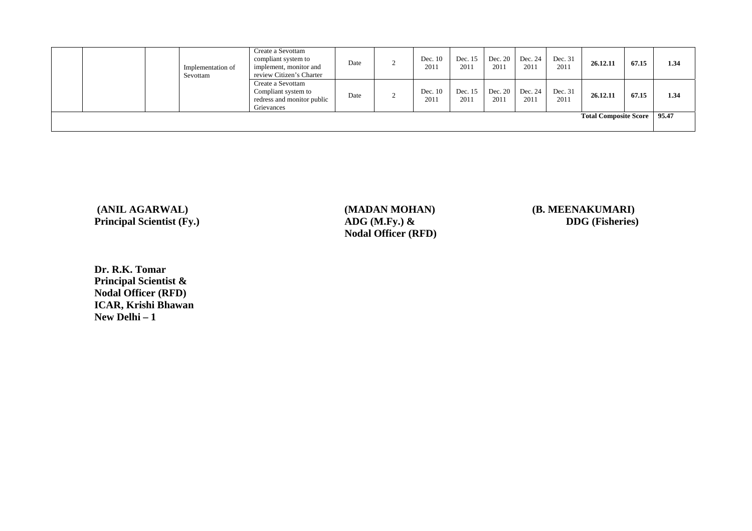| | | | | | | | | | | | | | | |
|---|---|---|---|---|---|---|---|---|---|---|---|---|---|---|
| | | | Implementation of Sevottam | Create a Sevottam compliant system to implement, monitor and review Citizen's Charter | Date | 2 | Dec. 10 2011 | Dec. 15 2011 | Dec. 20 2011 | Dec. 24 2011 | Dec. 31 2011 | **26.12.11** | **67.15** | **1.34** |
| | | | | Create a Sevottam Compliant system to redress and monitor public Grievances | Date | 2 | Dec. 10 2011 | Dec. 15 2011 | Dec. 20 2011 | Dec. 24 2011 | Dec. 31 2011 | **26.12.11** | **67.15** | **1.34** |
| | | | | | | | | | | | | **Total Composite Score** | | **95.47** |

**(ANIL AGARWAL)**
**Principal Scientist (Fy.)**

**(MADAN MOHAN)**
**ADG (M.Fy.) &**
**Nodal Officer (RFD)**

**(B. MEENAKUMARI)**
**DDG (Fisheries)**

**Dr. R.K. Tomar**
**Principal Scientist &**
**Nodal Officer (RFD)**
**ICAR, Krishi Bhawan**
**New Delhi – 1**